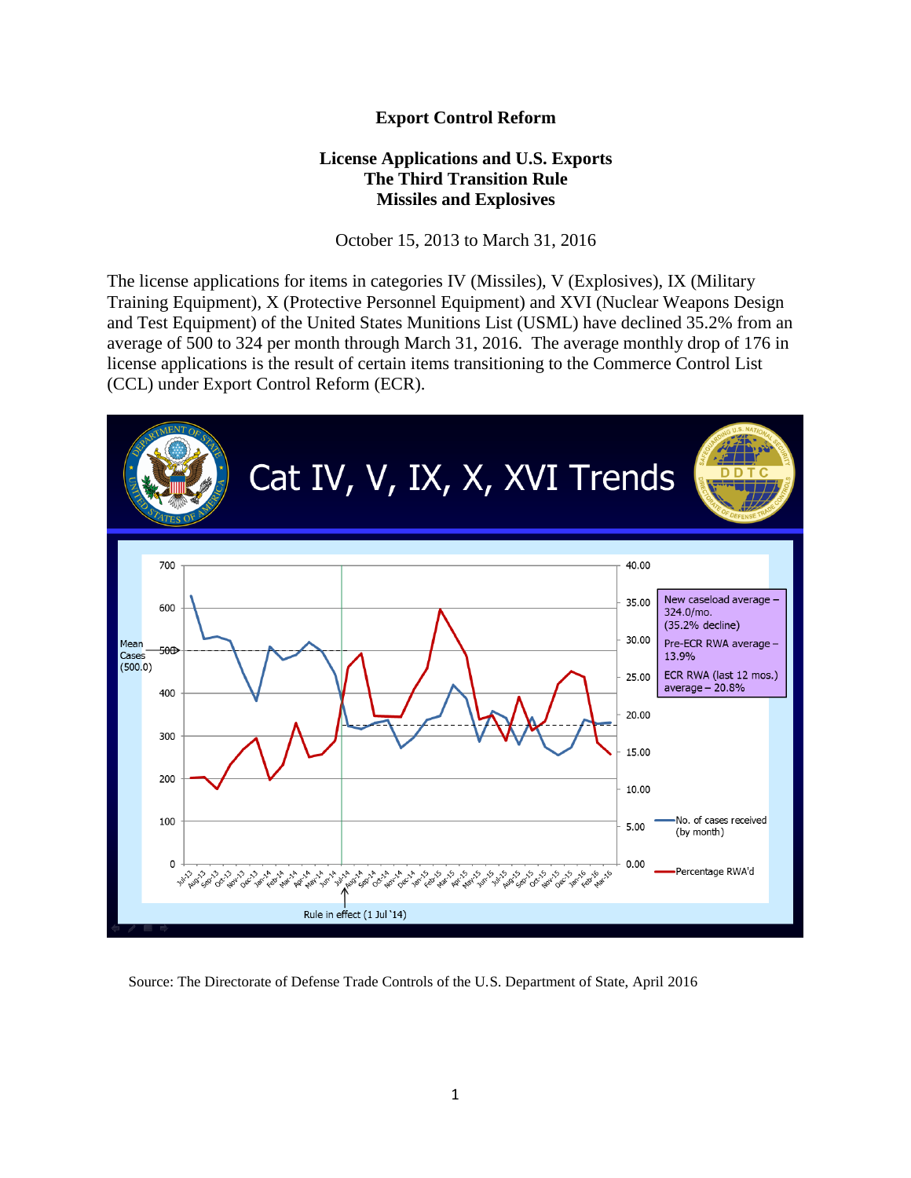# Export Control Reform

## License Applications and U.S. Exports
## The Third Transition Rule
## Missiles and Explosives

October 15, 2013 to March 31, 2016

The license applications for items in categories IV (Missiles), V (Explosives), IX (Military Training Equipment), X (Protective Personnel Equipment) and XVI (Nuclear Weapons Design and Test Equipment) of the United States Munitions List (USML) have declined 35.2% from an average of 500 to 324 per month through March 31, 2016. The average monthly drop of 176 in license applications is the result of certain items transitioning to the Commerce Control List (CCL) under Export Control Reform (ECR).

Cat IV, V, IX, X, XVI Trends

New caseload average – 324.0/mo. (35.2% decline)

Pre-ECR RWA average – 13.9%

ECR RWA (last 12 mos.) average – 20.8%

Mean Cases (500.0)

No. of cases received (by month)

Percentage RWA'd

Rule in effect (1 Jul '14)

Source: The Directorate of Defense Trade Controls of the U.S. Department of State, April 2016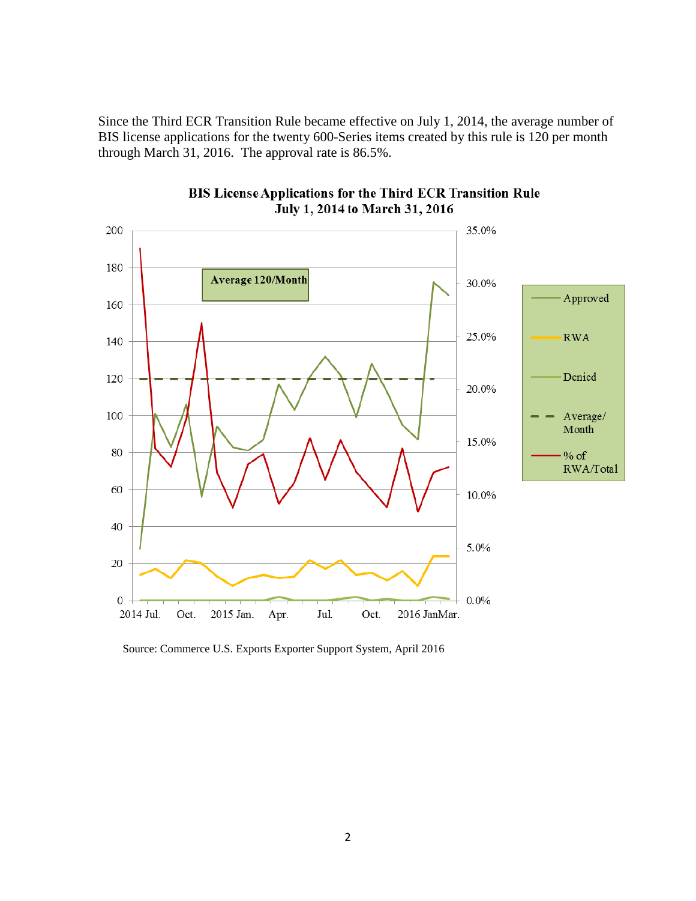Since the Third ECR Transition Rule became effective on July 1, 2014, the average number of BIS license applications for the twenty 600-Series items created by this rule is 120 per month through March 31, 2016. The approval rate is 86.5%.

**BIS License Applications for the Third ECR Transition Rule**
**July 1, 2014 to March 31, 2016**

Source: Commerce U.S. Exports Exporter Support System, April 2016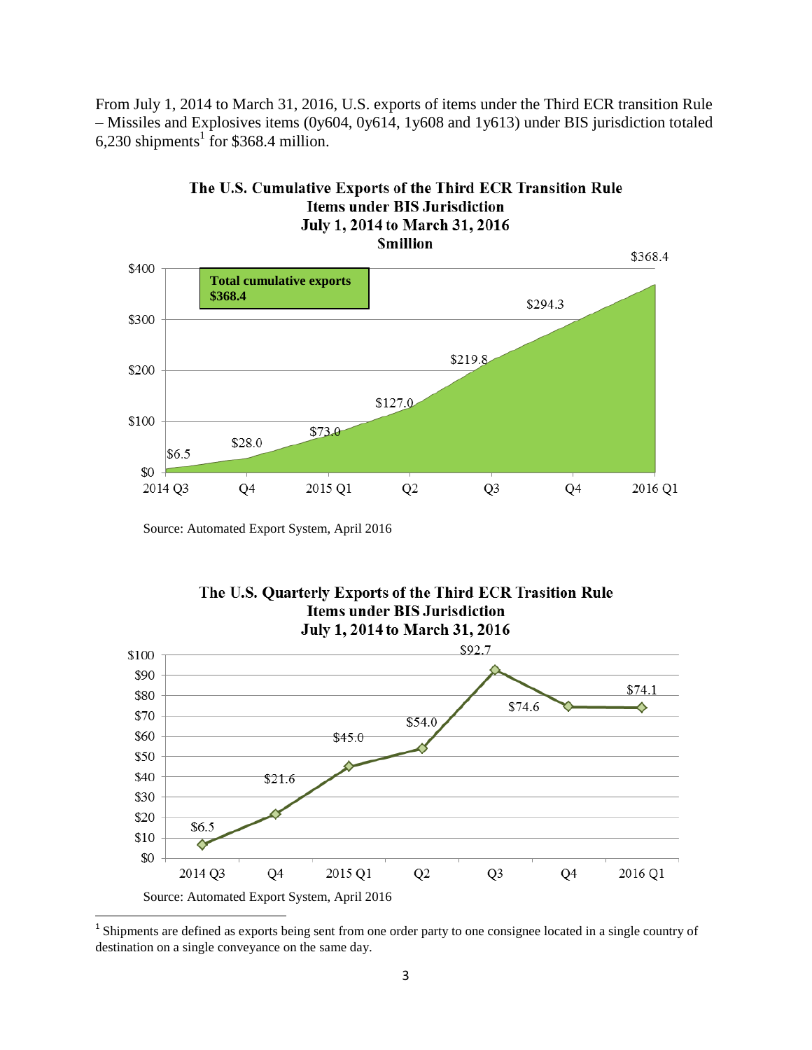From July 1, 2014 to March 31, 2016, U.S. exports of items under the Third ECR transition Rule – Missiles and Explosives items (0y604, 0y614, 1y608 and 1y613) under BIS jurisdiction totaled 6,230 shipments[1] for $368.4 million.

**The U.S. Cumulative Exports of the Third ECR Transition Rule Items under BIS Jurisdiction July 1, 2014 to March 31, 2016 $million**

| Quarter | Cumulative exports ($million) |
|---|---|
| 2014 Q3 | $6.5 |
| Q4 | $28.0 |
| 2015 Q1 | $73.0 |
| Q2 | $127.0 |
| Q3 | $219.8 |
| Q4 | $294.3 |
| 2016 Q1 | $368.4 |

Total cumulative exports $368.4

Source: Automated Export System, April 2016

**The U.S. Quarterly Exports of the Third ECR Trasition Rule Items under BIS Jurisdiction July 1, 2014 to March 31, 2016**

| Quarter | Quarterly exports ($million) |
|---|---|
| 2014 Q3 | $6.5 |
| Q4 | $21.6 |
| 2015 Q1 | $45.0 |
| Q2 | $54.0 |
| Q3 | $92.7 |
| Q4 | $74.6 |
| 2016 Q1 | $74.1 |

Source: Automated Export System, April 2016

[1] Shipments are defined as exports being sent from one order party to one consignee located in a single country of destination on a single conveyance on the same day.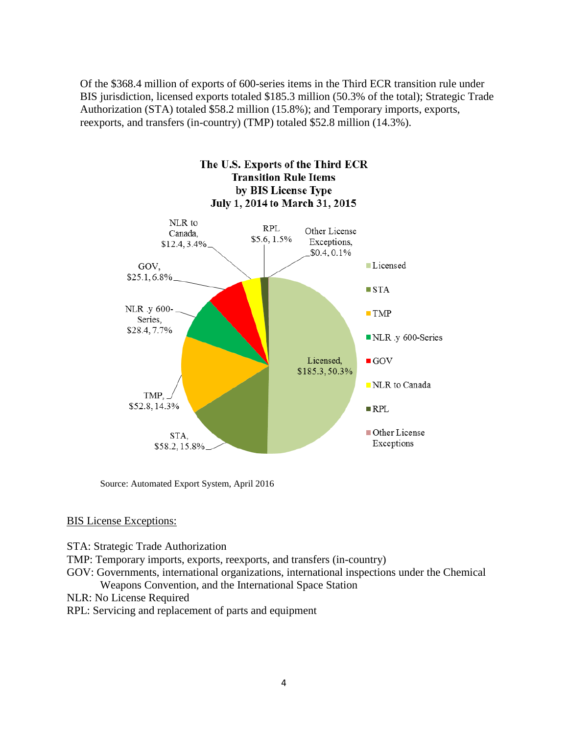Of the $368.4 million of exports of 600-series items in the Third ECR transition rule under BIS jurisdiction, licensed exports totaled $185.3 million (50.3% of the total); Strategic Trade Authorization (STA) totaled $58.2 million (15.8%); and Temporary imports, exports, reexports, and transfers (in-country) (TMP) totaled $52.8 million (14.3%).

**The U.S. Exports of the Third ECR Transition Rule Items by BIS License Type July 1, 2014 to March 31, 2015**

Licensed, $185.3, 50.3%
STA, $58.2, 15.8%
TMP, $52.8, 14.3%
NLR .y 600-Series, $28.4, 7.7%
GOV, $25.1, 6.8%
NLR to Canada, $12.4, 3.4%
RPL $5.6, 1.5%
Other License Exceptions, $0.4, 0.1%

Licensed
STA
TMP
NLR .y 600-Series
GOV
NLR to Canada
RPL
Other License Exceptions

Source: Automated Export System, April 2016

<u>BIS License Exceptions:</u>

STA: Strategic Trade Authorization
TMP: Temporary imports, exports, reexports, and transfers (in-country)
GOV: Governments, international organizations, international inspections under the Chemical Weapons Convention, and the International Space Station
NLR: No License Required
RPL: Servicing and replacement of parts and equipment